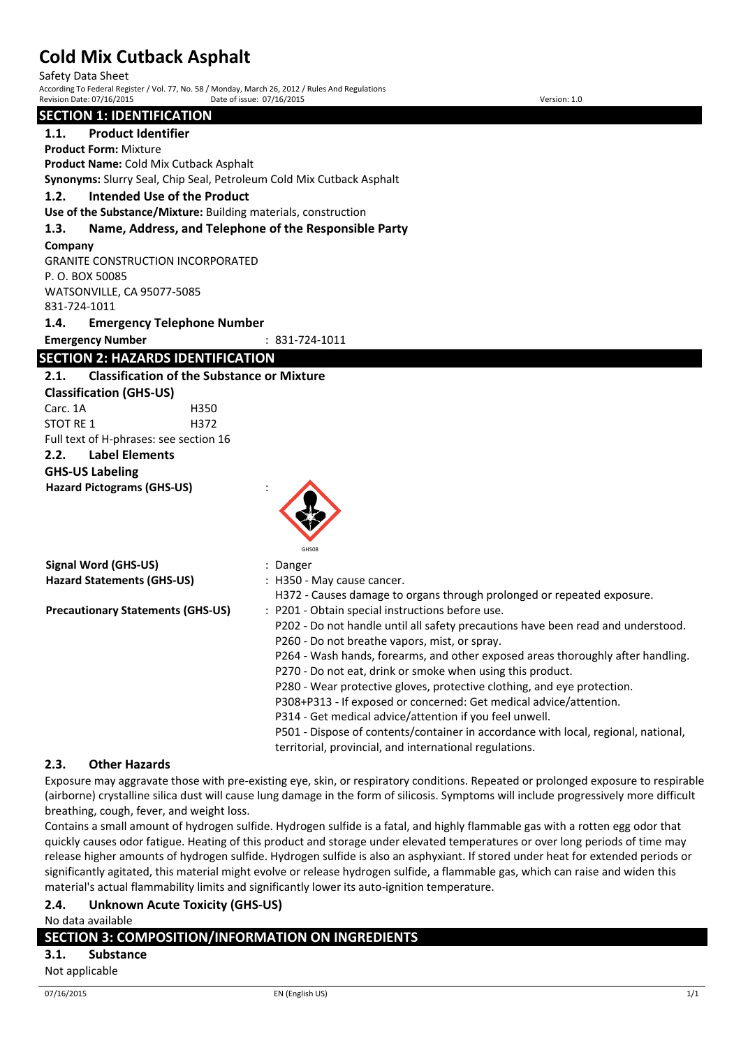# Cold Mix Cutback Asphalt

Safety Data Sheet

According To Federal Register / Vol. 77, No. 58 / Monday, March 26, 2012 / Rules And Regulations

Revision Date: 07/16/2015 Date of issue: 07/16/2015 Version: 1.0

## SECTION 1: IDENTIFICATION

### 1.1. Product Identifier

**Product Form:** Mixture

**Product Name:** Cold Mix Cutback Asphalt

**Synonyms:** Slurry Seal, Chip Seal, Petroleum Cold Mix Cutback Asphalt

### 1.2. Intended Use of the Product

**Use of the Substance/Mixture:** Building materials, construction

### 1.3. Name, Address, and Telephone of the Responsible Party

**Company**

GRANITE CONSTRUCTION INCORPORATED
P. O. BOX 50085
WATSONVILLE, CA 95077-5085
831-724-1011

### 1.4. Emergency Telephone Number

**Emergency Number** : 831-724-1011

## SECTION 2: HAZARDS IDENTIFICATION

### 2.1. Classification of the Substance or Mixture

**Classification (GHS-US)**

| | |
|---|---|
| Carc. 1A | H350 |
| STOT RE 1 | H372 |

Full text of H-phrases: see section 16

### 2.2. Label Elements

**GHS-US Labeling**

**Hazard Pictograms (GHS-US)** :

GHS08

**Signal Word (GHS-US)** : Danger

**Hazard Statements (GHS-US)** : H350 - May cause cancer.
H372 - Causes damage to organs through prolonged or repeated exposure.

**Precautionary Statements (GHS-US)** : P201 - Obtain special instructions before use.
P202 - Do not handle until all safety precautions have been read and understood.
P260 - Do not breathe vapors, mist, or spray.
P264 - Wash hands, forearms, and other exposed areas thoroughly after handling.
P270 - Do not eat, drink or smoke when using this product.
P280 - Wear protective gloves, protective clothing, and eye protection.
P308+P313 - If exposed or concerned: Get medical advice/attention.
P314 - Get medical advice/attention if you feel unwell.
P501 - Dispose of contents/container in accordance with local, regional, national, territorial, provincial, and international regulations.

### 2.3. Other Hazards

Exposure may aggravate those with pre-existing eye, skin, or respiratory conditions. Repeated or prolonged exposure to respirable (airborne) crystalline silica dust will cause lung damage in the form of silicosis. Symptoms will include progressively more difficult breathing, cough, fever, and weight loss.

Contains a small amount of hydrogen sulfide. Hydrogen sulfide is a fatal, and highly flammable gas with a rotten egg odor that quickly causes odor fatigue. Heating of this product and storage under elevated temperatures or over long periods of time may release higher amounts of hydrogen sulfide. Hydrogen sulfide is also an asphyxiant. If stored under heat for extended periods or significantly agitated, this material might evolve or release hydrogen sulfide, a flammable gas, which can raise and widen this material's actual flammability limits and significantly lower its auto-ignition temperature.

### 2.4. Unknown Acute Toxicity (GHS-US)

No data available

## SECTION 3: COMPOSITION/INFORMATION ON INGREDIENTS

### 3.1. Substance

Not applicable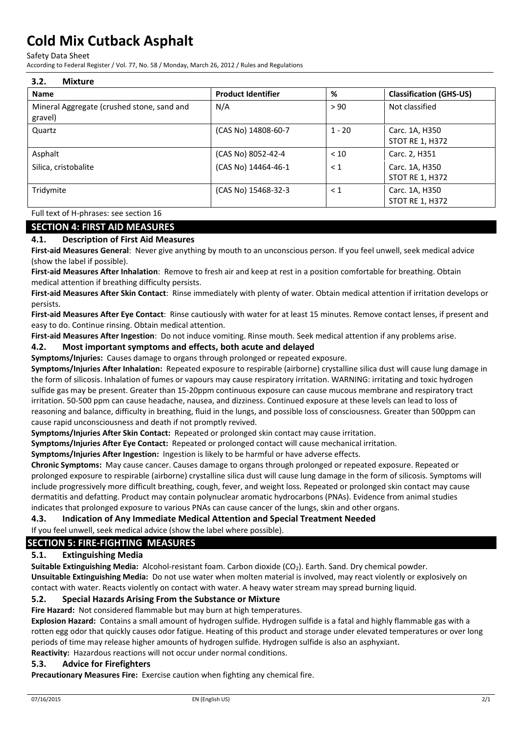### 3.2. Mixture

| Name | Product Identifier | % | Classification (GHS-US) |
|---|---|---|---|
| Mineral Aggregate (crushed stone, sand and gravel) | N/A | > 90 | Not classified |
| Quartz | (CAS No) 14808-60-7 | 1 - 20 | Carc. 1A, H350<br>STOT RE 1, H372 |
| Asphalt | (CAS No) 8052-42-4 | < 10 | Carc. 2, H351 |
| Silica, cristobalite | (CAS No) 14464-46-1 | < 1 | Carc. 1A, H350<br>STOT RE 1, H372 |
| Tridymite | (CAS No) 15468-32-3 | < 1 | Carc. 1A, H350<br>STOT RE 1, H372 |

Full text of H-phrases: see section 16

## SECTION 4: FIRST AID MEASURES

### 4.1. Description of First Aid Measures

**First-aid Measures General**: Never give anything by mouth to an unconscious person. If you feel unwell, seek medical advice (show the label if possible).

**First-aid Measures After Inhalation**: Remove to fresh air and keep at rest in a position comfortable for breathing. Obtain medical attention if breathing difficulty persists.

**First-aid Measures After Skin Contact**: Rinse immediately with plenty of water. Obtain medical attention if irritation develops or persists.

**First-aid Measures After Eye Contact**: Rinse cautiously with water for at least 15 minutes. Remove contact lenses, if present and easy to do. Continue rinsing. Obtain medical attention.

**First-aid Measures After Ingestion**: Do not induce vomiting. Rinse mouth. Seek medical attention if any problems arise.

### 4.2. Most important symptoms and effects, both acute and delayed

**Symptoms/Injuries:** Causes damage to organs through prolonged or repeated exposure.

**Symptoms/Injuries After Inhalation:** Repeated exposure to respirable (airborne) crystalline silica dust will cause lung damage in the form of silicosis. Inhalation of fumes or vapours may cause respiratory irritation. WARNING: irritating and toxic hydrogen sulfide gas may be present. Greater than 15-20ppm continuous exposure can cause mucous membrane and respiratory tract irritation. 50-500 ppm can cause headache, nausea, and dizziness. Continued exposure at these levels can lead to loss of reasoning and balance, difficulty in breathing, fluid in the lungs, and possible loss of consciousness. Greater than 500ppm can cause rapid unconsciousness and death if not promptly revived.

**Symptoms/Injuries After Skin Contact:** Repeated or prolonged skin contact may cause irritation.

**Symptoms/Injuries After Eye Contact:** Repeated or prolonged contact will cause mechanical irritation.

**Symptoms/Injuries After Ingestion:** Ingestion is likely to be harmful or have adverse effects.

**Chronic Symptoms:** May cause cancer. Causes damage to organs through prolonged or repeated exposure. Repeated or prolonged exposure to respirable (airborne) crystalline silica dust will cause lung damage in the form of silicosis. Symptoms will include progressively more difficult breathing, cough, fever, and weight loss. Repeated or prolonged skin contact may cause dermatitis and defatting. Product may contain polynuclear aromatic hydrocarbons (PNAs). Evidence from animal studies indicates that prolonged exposure to various PNAs can cause cancer of the lungs, skin and other organs.

### 4.3. Indication of Any Immediate Medical Attention and Special Treatment Needed

If you feel unwell, seek medical advice (show the label where possible).

## SECTION 5: FIRE-FIGHTING MEASURES

### 5.1. Extinguishing Media

**Suitable Extinguishing Media:** Alcohol-resistant foam. Carbon dioxide ($CO_2$). Earth. Sand. Dry chemical powder.

**Unsuitable Extinguishing Media:** Do not use water when molten material is involved, may react violently or explosively on contact with water. Reacts violently on contact with water. A heavy water stream may spread burning liquid.

### 5.2. Special Hazards Arising From the Substance or Mixture

**Fire Hazard:** Not considered flammable but may burn at high temperatures.

**Explosion Hazard:** Contains a small amount of hydrogen sulfide. Hydrogen sulfide is a fatal and highly flammable gas with a rotten egg odor that quickly causes odor fatigue. Heating of this product and storage under elevated temperatures or over long periods of time may release higher amounts of hydrogen sulfide. Hydrogen sulfide is also an asphyxiant.

**Reactivity:** Hazardous reactions will not occur under normal conditions.

### 5.3. Advice for Firefighters

**Precautionary Measures Fire:** Exercise caution when fighting any chemical fire.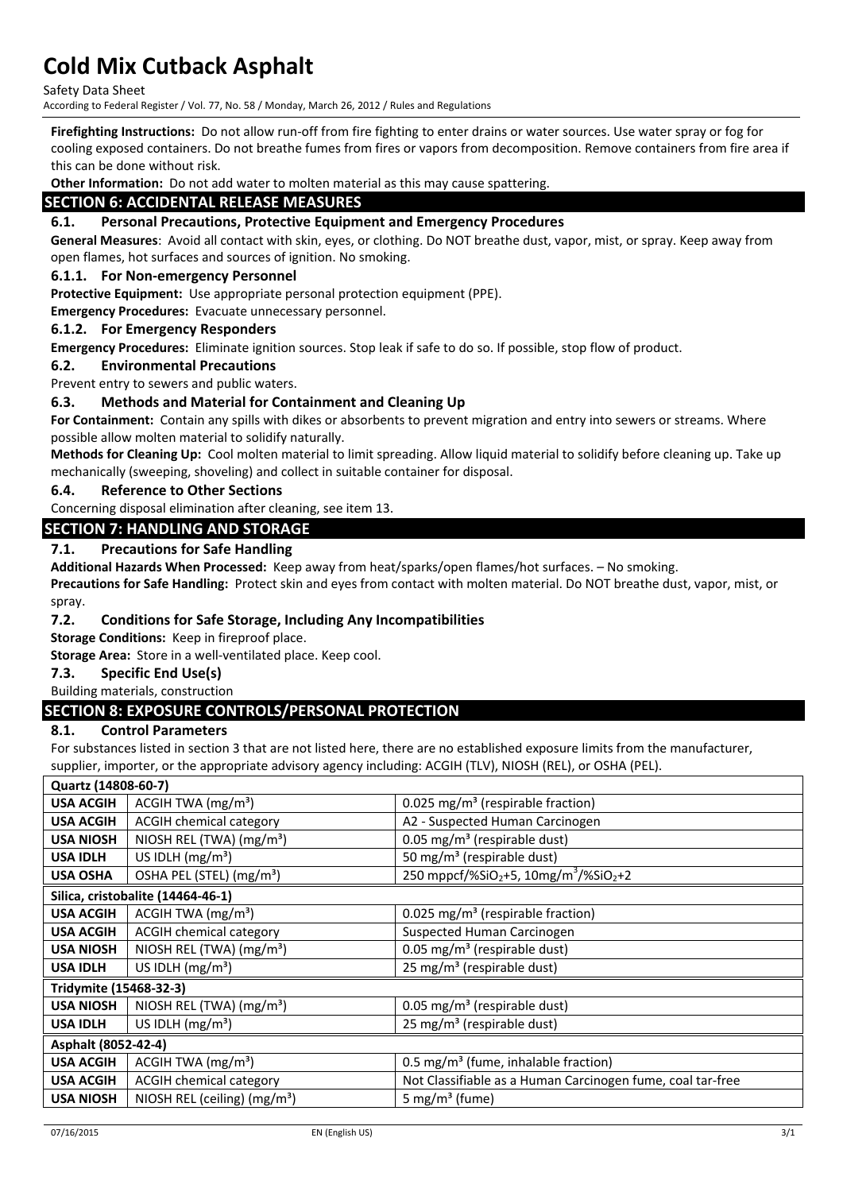**Firefighting Instructions:** Do not allow run-off from fire fighting to enter drains or water sources. Use water spray or fog for cooling exposed containers. Do not breathe fumes from fires or vapors from decomposition. Remove containers from fire area if this can be done without risk.

**Other Information:** Do not add water to molten material as this may cause spattering.

## SECTION 6: ACCIDENTAL RELEASE MEASURES

### 6.1. Personal Precautions, Protective Equipment and Emergency Procedures

**General Measures**: Avoid all contact with skin, eyes, or clothing. Do NOT breathe dust, vapor, mist, or spray. Keep away from open flames, hot surfaces and sources of ignition. No smoking.

#### 6.1.1. For Non-emergency Personnel

**Protective Equipment:** Use appropriate personal protection equipment (PPE).

**Emergency Procedures:** Evacuate unnecessary personnel.

#### 6.1.2. For Emergency Responders

**Emergency Procedures:** Eliminate ignition sources. Stop leak if safe to do so. If possible, stop flow of product.

### 6.2. Environmental Precautions

Prevent entry to sewers and public waters.

### 6.3. Methods and Material for Containment and Cleaning Up

**For Containment:** Contain any spills with dikes or absorbents to prevent migration and entry into sewers or streams. Where possible allow molten material to solidify naturally.

**Methods for Cleaning Up:** Cool molten material to limit spreading. Allow liquid material to solidify before cleaning up. Take up mechanically (sweeping, shoveling) and collect in suitable container for disposal.

### 6.4. Reference to Other Sections

Concerning disposal elimination after cleaning, see item 13.

## SECTION 7: HANDLING AND STORAGE

### 7.1. Precautions for Safe Handling

**Additional Hazards When Processed:** Keep away from heat/sparks/open flames/hot surfaces. – No smoking.

**Precautions for Safe Handling:** Protect skin and eyes from contact with molten material. Do NOT breathe dust, vapor, mist, or spray.

### 7.2. Conditions for Safe Storage, Including Any Incompatibilities

**Storage Conditions:** Keep in fireproof place.

**Storage Area:** Store in a well-ventilated place. Keep cool.

### 7.3. Specific End Use(s)

Building materials, construction

## SECTION 8: EXPOSURE CONTROLS/PERSONAL PROTECTION

### 8.1. Control Parameters

For substances listed in section 3 that are not listed here, there are no established exposure limits from the manufacturer, supplier, importer, or the appropriate advisory agency including: ACGIH (TLV), NIOSH (REL), or OSHA (PEL).

| **Quartz (14808-60-7)** | | |
|---|---|---|
| **USA ACGIH** | ACGIH TWA ($mg/m^3$) | 0.025 $mg/m^3$ (respirable fraction) |
| **USA ACGIH** | ACGIH chemical category | A2 - Suspected Human Carcinogen |
| **USA NIOSH** | NIOSH REL (TWA) ($mg/m^3$) | 0.05 $mg/m^3$ (respirable dust) |
| **USA IDLH** | US IDLH ($mg/m^3$) | 50 $mg/m^3$ (respirable dust) |
| **USA OSHA** | OSHA PEL (STEL) ($mg/m^3$) | 250 mppcf/%$SiO_2$+5, 10mg/$m^3$/%$SiO_2$+2 |
| **Silica, cristobalite (14464-46-1)** | | |
| **USA ACGIH** | ACGIH TWA ($mg/m^3$) | 0.025 $mg/m^3$ (respirable fraction) |
| **USA ACGIH** | ACGIH chemical category | Suspected Human Carcinogen |
| **USA NIOSH** | NIOSH REL (TWA) ($mg/m^3$) | 0.05 $mg/m^3$ (respirable dust) |
| **USA IDLH** | US IDLH ($mg/m^3$) | 25 $mg/m^3$ (respirable dust) |
| **Tridymite (15468-32-3)** | | |
| **USA NIOSH** | NIOSH REL (TWA) ($mg/m^3$) | 0.05 $mg/m^3$ (respirable dust) |
| **USA IDLH** | US IDLH ($mg/m^3$) | 25 $mg/m^3$ (respirable dust) |
| **Asphalt (8052-42-4)** | | |
| **USA ACGIH** | ACGIH TWA ($mg/m^3$) | 0.5 $mg/m^3$ (fume, inhalable fraction) |
| **USA ACGIH** | ACGIH chemical category | Not Classifiable as a Human Carcinogen fume, coal tar-free |
| **USA NIOSH** | NIOSH REL (ceiling) ($mg/m^3$) | 5 $mg/m^3$ (fume) |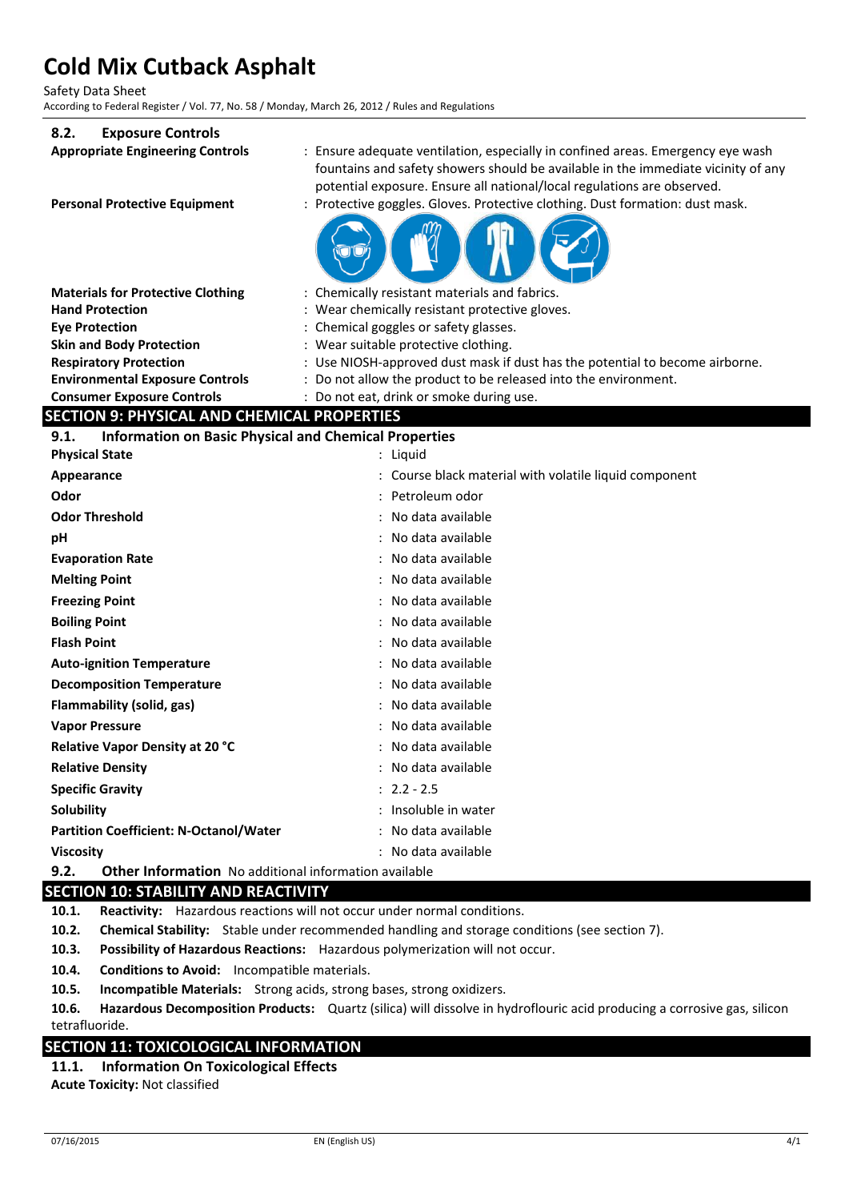### 8.2. Exposure Controls

**Appropriate Engineering Controls** : Ensure adequate ventilation, especially in confined areas. Emergency eye wash fountains and safety showers should be available in the immediate vicinity of any potential exposure. Ensure all national/local regulations are observed.

**Personal Protective Equipment** : Protective goggles. Gloves. Protective clothing. Dust formation: dust mask.

**Materials for Protective Clothing** : Chemically resistant materials and fabrics.

**Hand Protection** : Wear chemically resistant protective gloves.

**Eye Protection** : Chemical goggles or safety glasses.

**Skin and Body Protection** : Wear suitable protective clothing.

**Respiratory Protection** : Use NIOSH-approved dust mask if dust has the potential to become airborne.

**Environmental Exposure Controls** : Do not allow the product to be released into the environment.

**Consumer Exposure Controls** : Do not eat, drink or smoke during use.

## SECTION 9: PHYSICAL AND CHEMICAL PROPERTIES

### 9.1. Information on Basic Physical and Chemical Properties

| Property | Value |
|---|---|
| **Physical State** | Liquid |
| **Appearance** | Course black material with volatile liquid component |
| **Odor** | Petroleum odor |
| **Odor Threshold** | No data available |
| **pH** | No data available |
| **Evaporation Rate** | No data available |
| **Melting Point** | No data available |
| **Freezing Point** | No data available |
| **Boiling Point** | No data available |
| **Flash Point** | No data available |
| **Auto-ignition Temperature** | No data available |
| **Decomposition Temperature** | No data available |
| **Flammability (solid, gas)** | No data available |
| **Vapor Pressure** | No data available |
| **Relative Vapor Density at 20 °C** | No data available |
| **Relative Density** | No data available |
| **Specific Gravity** | 2.2 - 2.5 |
| **Solubility** | Insoluble in water |
| **Partition Coefficient: N-Octanol/Water** | No data available |
| **Viscosity** | No data available |

### 9.2. Other Information No additional information available

## SECTION 10: STABILITY AND REACTIVITY

**10.1. Reactivity:** Hazardous reactions will not occur under normal conditions.

**10.2. Chemical Stability:** Stable under recommended handling and storage conditions (see section 7).

**10.3. Possibility of Hazardous Reactions:** Hazardous polymerization will not occur.

**10.4. Conditions to Avoid:** Incompatible materials.

**10.5. Incompatible Materials:** Strong acids, strong bases, strong oxidizers.

**10.6. Hazardous Decomposition Products:** Quartz (silica) will dissolve in hydroflouric acid producing a corrosive gas, silicon tetrafluoride.

## SECTION 11: TOXICOLOGICAL INFORMATION

### 11.1. Information On Toxicological Effects

**Acute Toxicity:** Not classified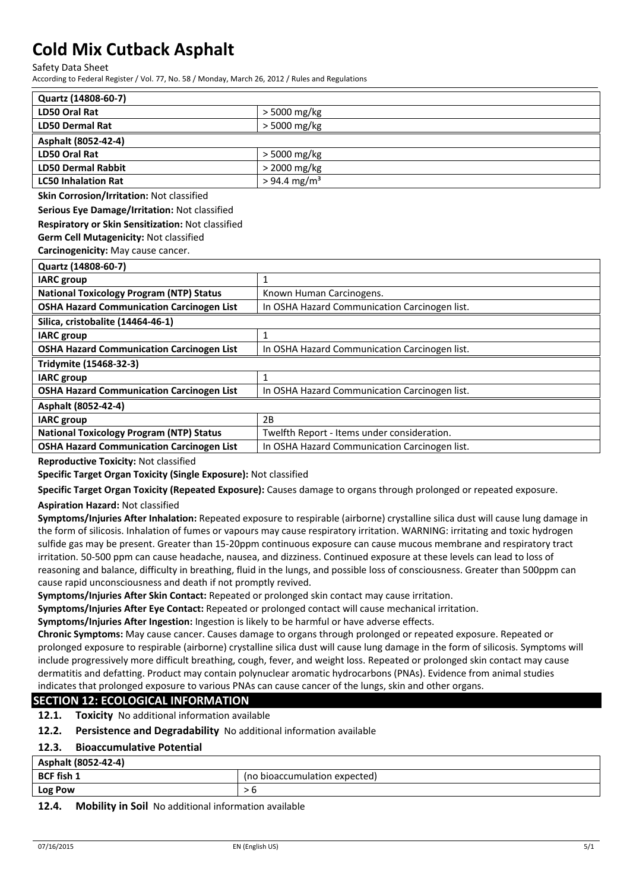| Quartz (14808-60-7) | |
|---|---|
| LD50 Oral Rat | > 5000 mg/kg |
| LD50 Dermal Rat | > 5000 mg/kg |
| **Asphalt (8052-42-4)** | |
| LD50 Oral Rat | > 5000 mg/kg |
| LD50 Dermal Rabbit | > 2000 mg/kg |
| LC50 Inhalation Rat | > 94.4 mg/m³ |

**Skin Corrosion/Irritation:** Not classified

**Serious Eye Damage/Irritation:** Not classified

**Respiratory or Skin Sensitization:** Not classified

**Germ Cell Mutagenicity:** Not classified

**Carcinogenicity:** May cause cancer.

| Quartz (14808-60-7) | |
|---|---|
| IARC group | 1 |
| National Toxicology Program (NTP) Status | Known Human Carcinogens. |
| OSHA Hazard Communication Carcinogen List | In OSHA Hazard Communication Carcinogen list. |
| **Silica, cristobalite (14464-46-1)** | |
| IARC group | 1 |
| OSHA Hazard Communication Carcinogen List | In OSHA Hazard Communication Carcinogen list. |
| **Tridymite (15468-32-3)** | |
| IARC group | 1 |
| OSHA Hazard Communication Carcinogen List | In OSHA Hazard Communication Carcinogen list. |
| **Asphalt (8052-42-4)** | |
| IARC group | 2B |
| National Toxicology Program (NTP) Status | Twelfth Report - Items under consideration. |
| OSHA Hazard Communication Carcinogen List | In OSHA Hazard Communication Carcinogen list. |

**Reproductive Toxicity:** Not classified

**Specific Target Organ Toxicity (Single Exposure):** Not classified

**Specific Target Organ Toxicity (Repeated Exposure):** Causes damage to organs through prolonged or repeated exposure.

**Aspiration Hazard:** Not classified

**Symptoms/Injuries After Inhalation:** Repeated exposure to respirable (airborne) crystalline silica dust will cause lung damage in the form of silicosis. Inhalation of fumes or vapours may cause respiratory irritation. WARNING: irritating and toxic hydrogen sulfide gas may be present. Greater than 15-20ppm continuous exposure can cause mucous membrane and respiratory tract irritation. 50-500 ppm can cause headache, nausea, and dizziness. Continued exposure at these levels can lead to loss of reasoning and balance, difficulty in breathing, fluid in the lungs, and possible loss of consciousness. Greater than 500ppm can cause rapid unconsciousness and death if not promptly revived.

**Symptoms/Injuries After Skin Contact:** Repeated or prolonged skin contact may cause irritation.

**Symptoms/Injuries After Eye Contact:** Repeated or prolonged contact will cause mechanical irritation.

**Symptoms/Injuries After Ingestion:** Ingestion is likely to be harmful or have adverse effects.

**Chronic Symptoms:** May cause cancer. Causes damage to organs through prolonged or repeated exposure. Repeated or prolonged exposure to respirable (airborne) crystalline silica dust will cause lung damage in the form of silicosis. Symptoms will include progressively more difficult breathing, cough, fever, and weight loss. Repeated or prolonged skin contact may cause dermatitis and defatting. Product may contain polynuclear aromatic hydrocarbons (PNAs). Evidence from animal studies indicates that prolonged exposure to various PNAs can cause cancer of the lungs, skin and other organs.

## SECTION 12: ECOLOGICAL INFORMATION

**12.1. Toxicity** No additional information available

**12.2. Persistence and Degradability** No additional information available

**12.3. Bioaccumulative Potential**

| Asphalt (8052-42-4) | |
|---|---|
| BCF fish 1 | (no bioaccumulation expected) |
| Log Pow | > 6 |

**12.4. Mobility in Soil** No additional information available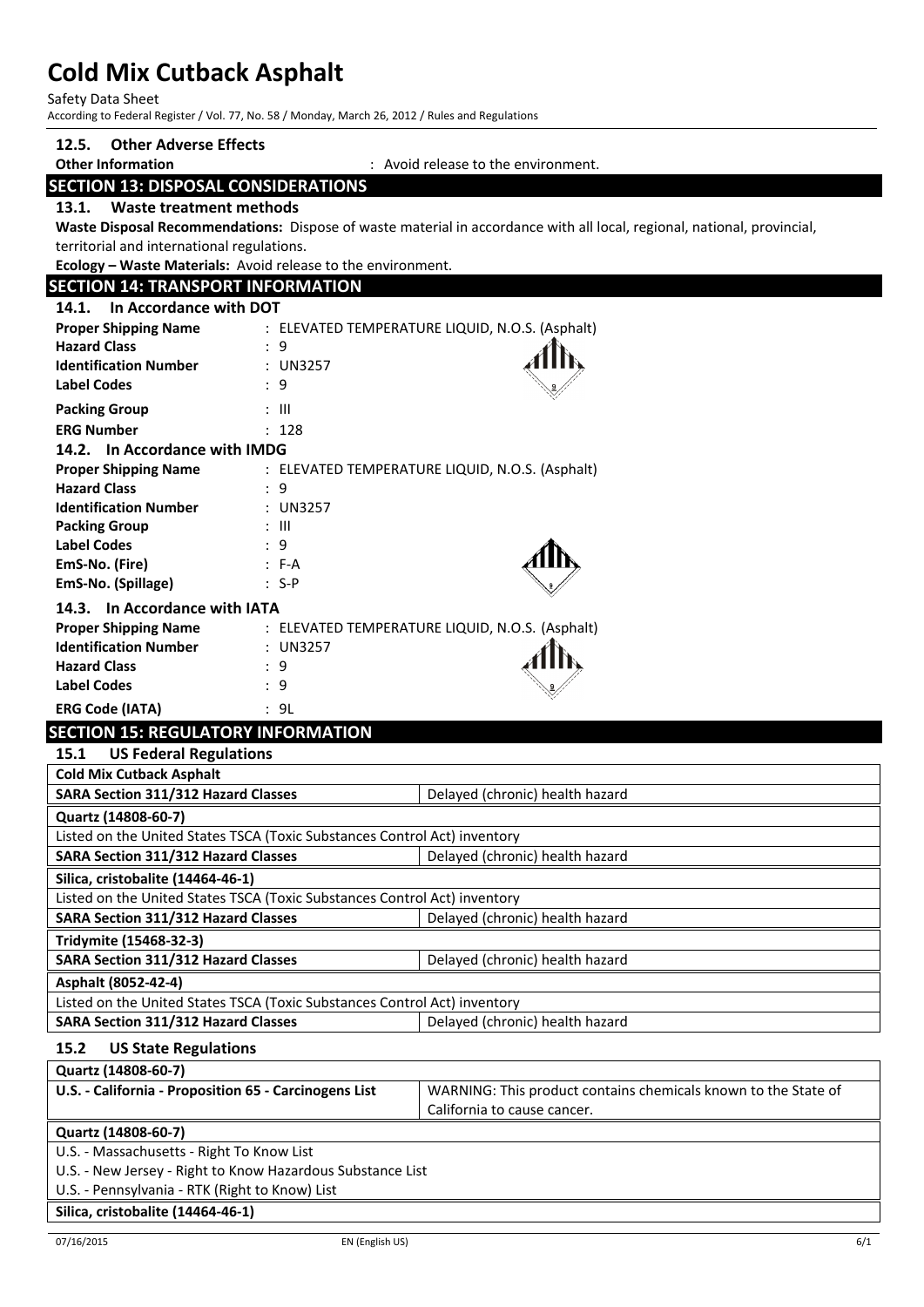### 12.5. Other Adverse Effects

**Other Information** : Avoid release to the environment.

## SECTION 13: DISPOSAL CONSIDERATIONS

### 13.1. Waste treatment methods

**Waste Disposal Recommendations:** Dispose of waste material in accordance with all local, regional, national, provincial, territorial and international regulations.

**Ecology – Waste Materials:** Avoid release to the environment.

## SECTION 14: TRANSPORT INFORMATION

### 14.1. In Accordance with DOT

**Proper Shipping Name** : ELEVATED TEMPERATURE LIQUID, N.O.S. (Asphalt)
**Hazard Class** : 9
**Identification Number** : UN3257
**Label Codes** : 9
**Packing Group** : III
**ERG Number** : 128

### 14.2. In Accordance with IMDG

**Proper Shipping Name** : ELEVATED TEMPERATURE LIQUID, N.O.S. (Asphalt)
**Hazard Class** : 9
**Identification Number** : UN3257
**Packing Group** : III
**Label Codes** : 9
**EmS-No. (Fire)** : F-A
**EmS-No. (Spillage)** : S-P

### 14.3. In Accordance with IATA

**Proper Shipping Name** : ELEVATED TEMPERATURE LIQUID, N.O.S. (Asphalt)
**Identification Number** : UN3257
**Hazard Class** : 9
**Label Codes** : 9
**ERG Code (IATA)** : 9L

## SECTION 15: REGULATORY INFORMATION

### 15.1 US Federal Regulations

| **Cold Mix Cutback Asphalt** | |
|---|---|
| **SARA Section 311/312 Hazard Classes** | Delayed (chronic) health hazard |
| **Quartz (14808-60-7)** | |
| Listed on the United States TSCA (Toxic Substances Control Act) inventory | |
| **SARA Section 311/312 Hazard Classes** | Delayed (chronic) health hazard |
| **Silica, cristobalite (14464-46-1)** | |
| Listed on the United States TSCA (Toxic Substances Control Act) inventory | |
| **SARA Section 311/312 Hazard Classes** | Delayed (chronic) health hazard |
| **Tridymite (15468-32-3)** | |
| **SARA Section 311/312 Hazard Classes** | Delayed (chronic) health hazard |
| **Asphalt (8052-42-4)** | |
| Listed on the United States TSCA (Toxic Substances Control Act) inventory | |
| **SARA Section 311/312 Hazard Classes** | Delayed (chronic) health hazard |

### 15.2 US State Regulations

| **Quartz (14808-60-7)** | |
|---|---|
| **U.S. - California - Proposition 65 - Carcinogens List** | WARNING: This product contains chemicals known to the State of California to cause cancer. |
| **Quartz (14808-60-7)** | |
| U.S. - Massachusetts - Right To Know List | |
| U.S. - New Jersey - Right to Know Hazardous Substance List | |
| U.S. - Pennsylvania - RTK (Right to Know) List | |
| **Silica, cristobalite (14464-46-1)** | |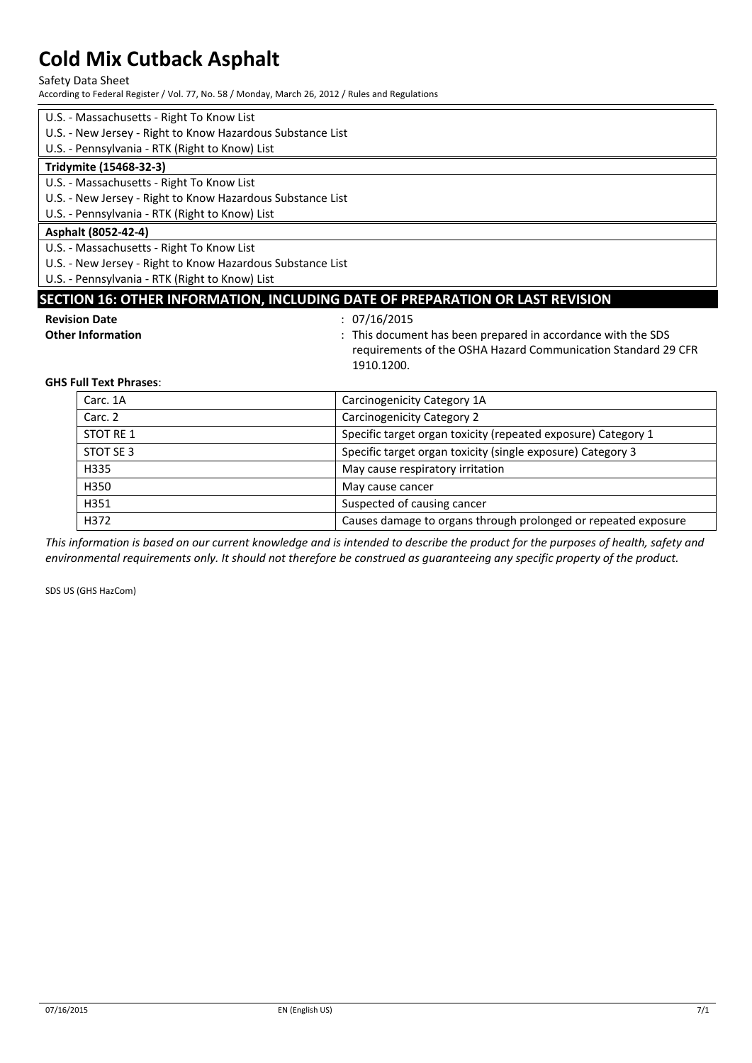| | |
|---|---|
| U.S. - Massachusetts - Right To Know List | |
| U.S. - New Jersey - Right to Know Hazardous Substance List | |
| U.S. - Pennsylvania - RTK (Right to Know) List | |
| **Tridymite (15468-32-3)** | |
| U.S. - Massachusetts - Right To Know List | |
| U.S. - New Jersey - Right to Know Hazardous Substance List | |
| U.S. - Pennsylvania - RTK (Right to Know) List | |
| **Asphalt (8052-42-4)** | |
| U.S. - Massachusetts - Right To Know List | |
| U.S. - New Jersey - Right to Know Hazardous Substance List | |
| U.S. - Pennsylvania - RTK (Right to Know) List | |

## SECTION 16: OTHER INFORMATION, INCLUDING DATE OF PREPARATION OR LAST REVISION

**Revision Date** : 07/16/2015

**Other Information** : This document has been prepared in accordance with the SDS requirements of the OSHA Hazard Communication Standard 29 CFR 1910.1200.

**GHS Full Text Phrases**:

| | |
|---|---|
| Carc. 1A | Carcinogenicity Category 1A |
| Carc. 2 | Carcinogenicity Category 2 |
| STOT RE 1 | Specific target organ toxicity (repeated exposure) Category 1 |
| STOT SE 3 | Specific target organ toxicity (single exposure) Category 3 |
| H335 | May cause respiratory irritation |
| H350 | May cause cancer |
| H351 | Suspected of causing cancer |
| H372 | Causes damage to organs through prolonged or repeated exposure |

*This information is based on our current knowledge and is intended to describe the product for the purposes of health, safety and environmental requirements only. It should not therefore be construed as guaranteeing any specific property of the product.*

SDS US (GHS HazCom)